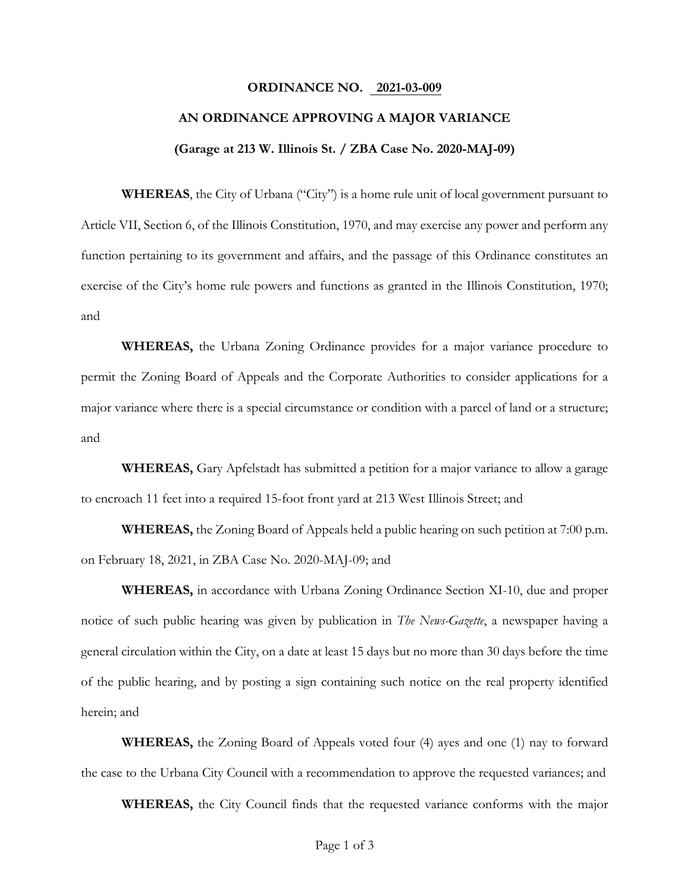# ORDINANCE NO. 2021-03-009

## AN ORDINANCE APPROVING A MAJOR VARIANCE

### (Garage at 213 W. Illinois St. / ZBA Case No. 2020-MAJ-09)

**WHEREAS**, the City of Urbana ("City") is a home rule unit of local government pursuant to Article VII, Section 6, of the Illinois Constitution, 1970, and may exercise any power and perform any function pertaining to its government and affairs, and the passage of this Ordinance constitutes an exercise of the City's home rule powers and functions as granted in the Illinois Constitution, 1970; and

**WHEREAS,** the Urbana Zoning Ordinance provides for a major variance procedure to permit the Zoning Board of Appeals and the Corporate Authorities to consider applications for a major variance where there is a special circumstance or condition with a parcel of land or a structure; and

**WHEREAS,** Gary Apfelstadt has submitted a petition for a major variance to allow a garage to encroach 11 feet into a required 15-foot front yard at 213 West Illinois Street; and

**WHEREAS,** the Zoning Board of Appeals held a public hearing on such petition at 7:00 p.m. on February 18, 2021, in ZBA Case No. 2020-MAJ-09; and

**WHEREAS,** in accordance with Urbana Zoning Ordinance Section XI-10, due and proper notice of such public hearing was given by publication in *The News-Gazette*, a newspaper having a general circulation within the City, on a date at least 15 days but no more than 30 days before the time of the public hearing, and by posting a sign containing such notice on the real property identified herein; and

**WHEREAS,** the Zoning Board of Appeals voted four (4) ayes and one (1) nay to forward the case to the Urbana City Council with a recommendation to approve the requested variances; and

**WHEREAS,** the City Council finds that the requested variance conforms with the major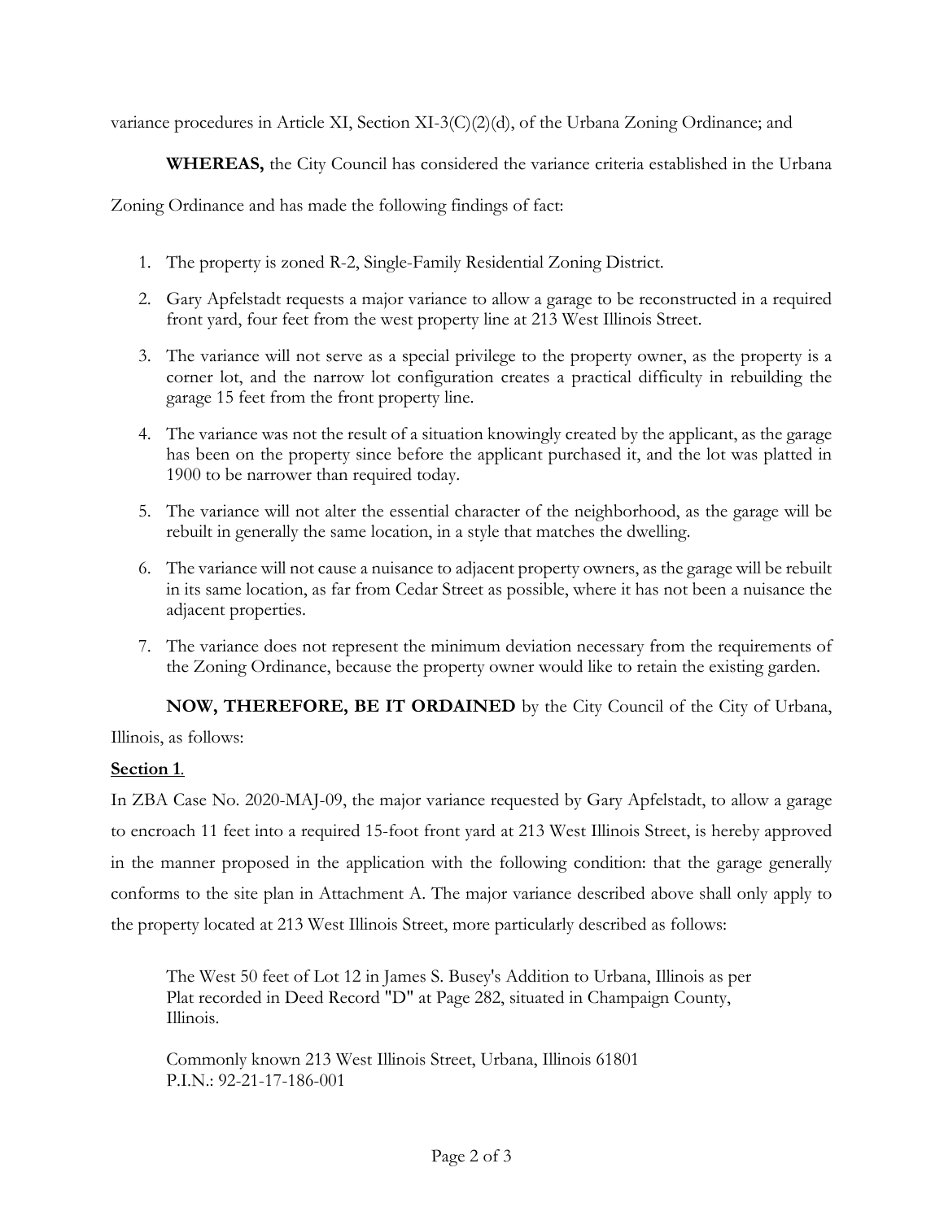variance procedures in Article XI, Section XI-3(C)(2)(d), of the Urbana Zoning Ordinance; and

**WHEREAS,** the City Council has considered the variance criteria established in the Urbana Zoning Ordinance and has made the following findings of fact:

1. The property is zoned R-2, Single-Family Residential Zoning District.
2. Gary Apfelstadt requests a major variance to allow a garage to be reconstructed in a required front yard, four feet from the west property line at 213 West Illinois Street.
3. The variance will not serve as a special privilege to the property owner, as the property is a corner lot, and the narrow lot configuration creates a practical difficulty in rebuilding the garage 15 feet from the front property line.
4. The variance was not the result of a situation knowingly created by the applicant, as the garage has been on the property since before the applicant purchased it, and the lot was platted in 1900 to be narrower than required today.
5. The variance will not alter the essential character of the neighborhood, as the garage will be rebuilt in generally the same location, in a style that matches the dwelling.
6. The variance will not cause a nuisance to adjacent property owners, as the garage will be rebuilt in its same location, as far from Cedar Street as possible, where it has not been a nuisance the adjacent properties.
7. The variance does not represent the minimum deviation necessary from the requirements of the Zoning Ordinance, because the property owner would like to retain the existing garden.

**NOW, THEREFORE, BE IT ORDAINED** by the City Council of the City of Urbana, Illinois, as follows:

**Section 1**.

In ZBA Case No. 2020-MAJ-09, the major variance requested by Gary Apfelstadt, to allow a garage to encroach 11 feet into a required 15-foot front yard at 213 West Illinois Street, is hereby approved in the manner proposed in the application with the following condition: that the garage generally conforms to the site plan in Attachment A. The major variance described above shall only apply to the property located at 213 West Illinois Street, more particularly described as follows:

> The West 50 feet of Lot 12 in James S. Busey's Addition to Urbana, Illinois as per Plat recorded in Deed Record "D" at Page 282, situated in Champaign County, Illinois.
>
> Commonly known 213 West Illinois Street, Urbana, Illinois 61801
> P.I.N.: 92-21-17-186-001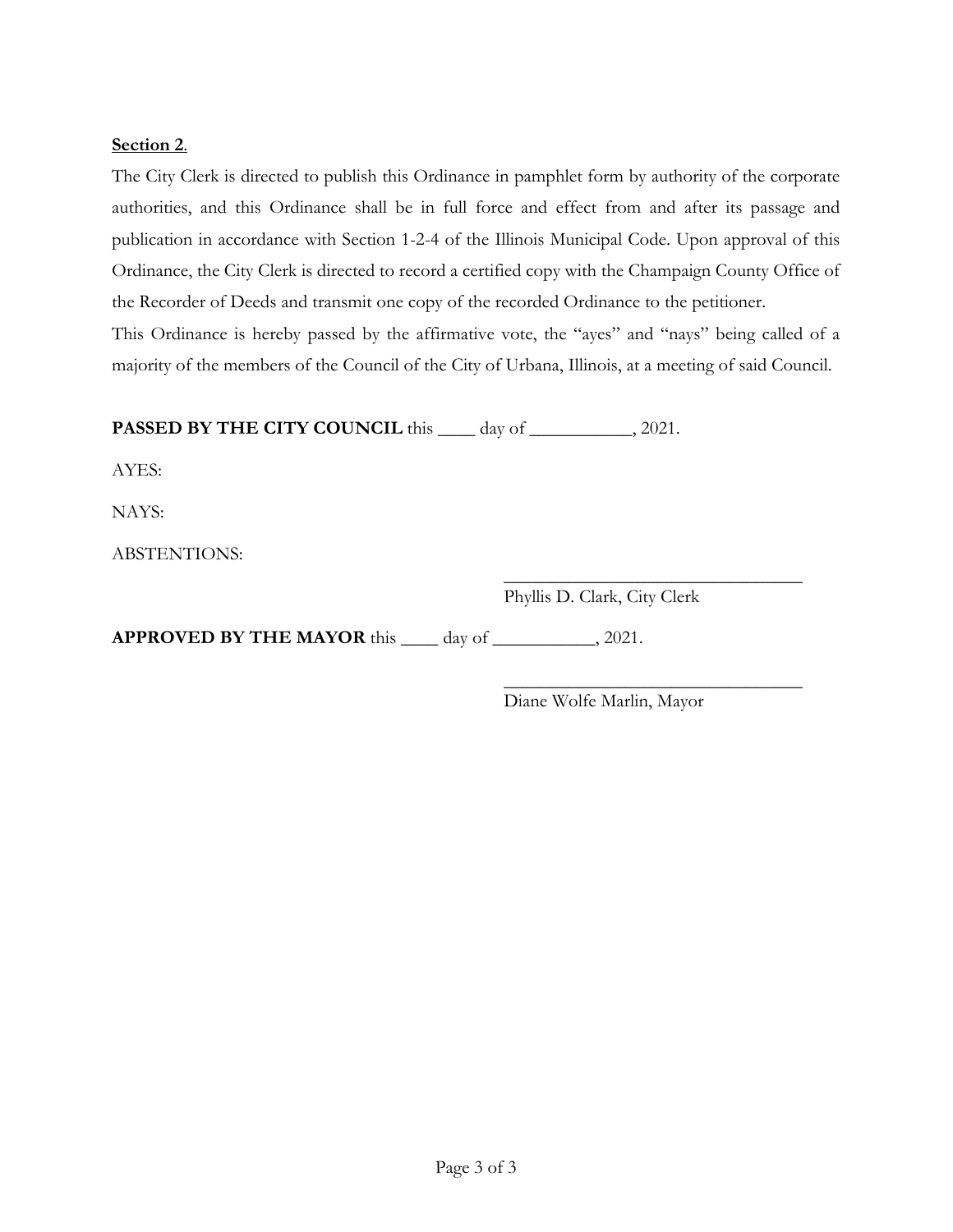**Section 2**.

The City Clerk is directed to publish this Ordinance in pamphlet form by authority of the corporate authorities, and this Ordinance shall be in full force and effect from and after its passage and publication in accordance with Section 1-2-4 of the Illinois Municipal Code. Upon approval of this Ordinance, the City Clerk is directed to record a certified copy with the Champaign County Office of the Recorder of Deeds and transmit one copy of the recorded Ordinance to the petitioner.

This Ordinance is hereby passed by the affirmative vote, the "ayes" and "nays" being called of a majority of the members of the Council of the City of Urbana, Illinois, at a meeting of said Council.

**PASSED BY THE CITY COUNCIL** this ____ day of ___________, 2021.

AYES:

NAYS:

ABSTENTIONS:

_________________________________
Phyllis D. Clark, City Clerk

**APPROVED BY THE MAYOR** this ____ day of ___________, 2021.

_________________________________
Diane Wolfe Marlin, Mayor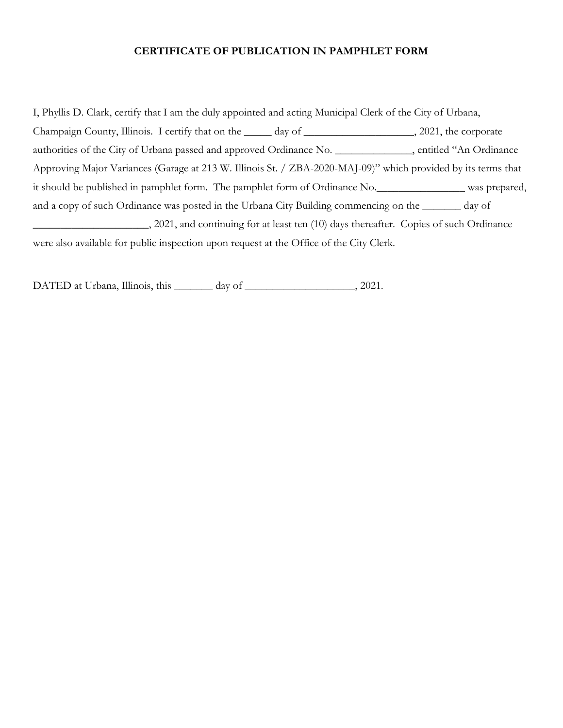**CERTIFICATE OF PUBLICATION IN PAMPHLET FORM**

I, Phyllis D. Clark, certify that I am the duly appointed and acting Municipal Clerk of the City of Urbana, Champaign County, Illinois. I certify that on the _____ day of ____________________, 2021, the corporate authorities of the City of Urbana passed and approved Ordinance No. ______________, entitled "An Ordinance Approving Major Variances (Garage at 213 W. Illinois St. / ZBA-2020-MAJ-09)" which provided by its terms that it should be published in pamphlet form. The pamphlet form of Ordinance No.________________ was prepared, and a copy of such Ordinance was posted in the Urbana City Building commencing on the _______ day of _____________________, 2021, and continuing for at least ten (10) days thereafter. Copies of such Ordinance were also available for public inspection upon request at the Office of the City Clerk.

DATED at Urbana, Illinois, this _______ day of ____________________, 2021.